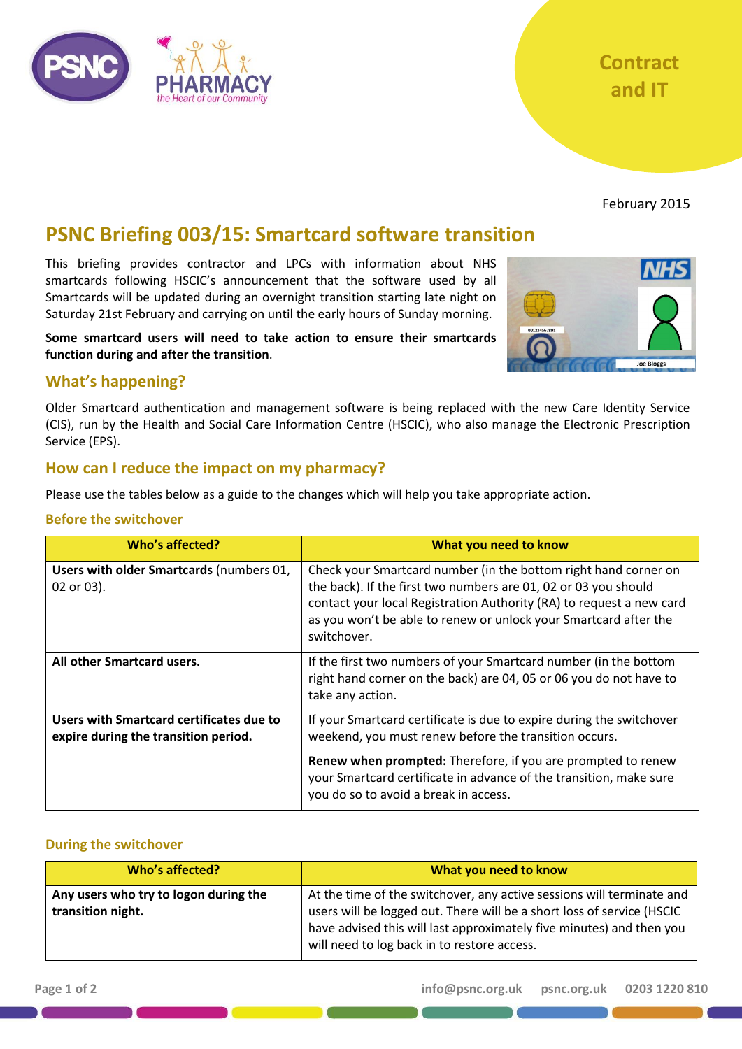Contract and IT

February 2015

# PSNC Briefing 003/15: Smartcard software transition

This briefing provides contractor and LPCs with information about NHS smartcards following HSCIC's announcement that the software used by all Smartcards will be updated during an overnight transition starting late night on Saturday 21st February and carrying on until the early hours of Sunday morning.

**Some smartcard users will need to take action to ensure their smartcards function during and after the transition**.

## What's happening?

Older Smartcard authentication and management software is being replaced with the new Care Identity Service (CIS), run by the Health and Social Care Information Centre (HSCIC), who also manage the Electronic Prescription Service (EPS).

## How can I reduce the impact on my pharmacy?

Please use the tables below as a guide to the changes which will help you take appropriate action.

### Before the switchover

| Who's affected? | What you need to know |
|---|---|
| **Users with older Smartcards** (numbers 01, 02 or 03). | Check your Smartcard number (in the bottom right hand corner on the back). If the first two numbers are 01, 02 or 03 you should contact your local Registration Authority (RA) to request a new card as you won't be able to renew or unlock your Smartcard after the switchover. |
| **All other Smartcard users.** | If the first two numbers of your Smartcard number (in the bottom right hand corner on the back) are 04, 05 or 06 you do not have to take any action. |
| **Users with Smartcard certificates due to expire during the transition period.** | If your Smartcard certificate is due to expire during the switchover weekend, you must renew before the transition occurs.<br><br>**Renew when prompted:** Therefore, if you are prompted to renew your Smartcard certificate in advance of the transition, make sure you do so to avoid a break in access. |

### During the switchover

| Who's affected? | What you need to know |
|---|---|
| **Any users who try to logon during the transition night.** | At the time of the switchover, any active sessions will terminate and users will be logged out. There will be a short loss of service (HSCIC have advised this will last approximately five minutes) and then you will need to log back in to restore access. |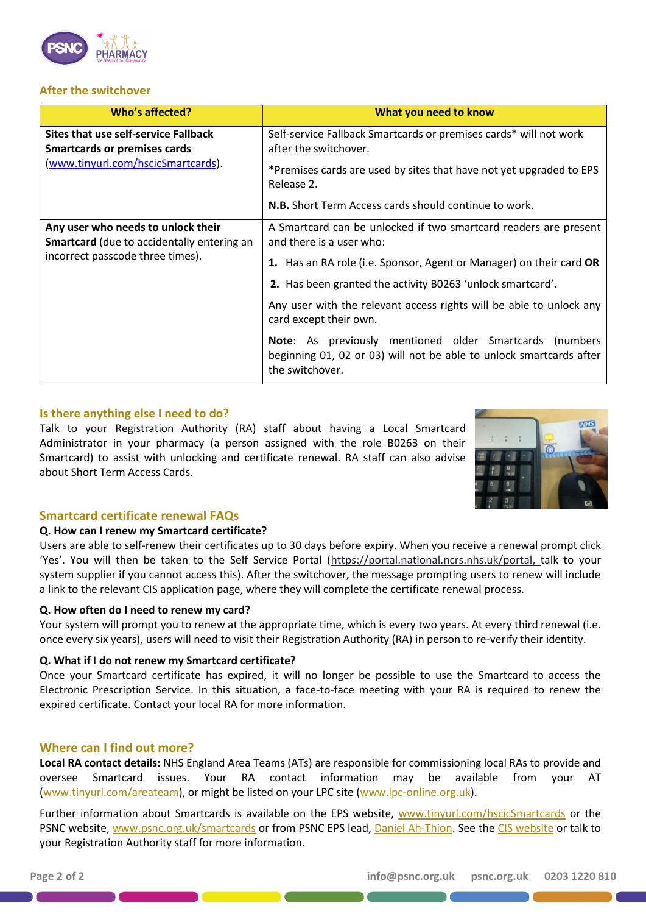## After the switchover

| Who's affected? | What you need to know |
|---|---|
| **Sites that use self-service Fallback Smartcards or premises cards** (www.tinyurl.com/hscicSmartcards). | Self-service Fallback Smartcards or premises cards* will not work after the switchover.<br><br>*Premises cards are used by sites that have not yet upgraded to EPS Release 2.<br><br>**N.B.** Short Term Access cards should continue to work. |
| **Any user who needs to unlock their Smartcard** (due to accidentally entering an incorrect passcode three times). | A Smartcard can be unlocked if two smartcard readers are present and there is a user who:<br><br>**1.** Has an RA role (i.e. Sponsor, Agent or Manager) on their card **OR**<br><br>**2.** Has been granted the activity B0263 'unlock smartcard'.<br><br>Any user with the relevant access rights will be able to unlock any card except their own.<br><br>**Note**: As previously mentioned older Smartcards (numbers beginning 01, 02 or 03) will not be able to unlock smartcards after the switchover. |

## Is there anything else I need to do?

Talk to your Registration Authority (RA) staff about having a Local Smartcard Administrator in your pharmacy (a person assigned with the role B0263 on their Smartcard) to assist with unlocking and certificate renewal. RA staff can also advise about Short Term Access Cards.

## Smartcard certificate renewal FAQs

**Q. How can I renew my Smartcard certificate?**

Users are able to self-renew their certificates up to 30 days before expiry. When you receive a renewal prompt click 'Yes'. You will then be taken to the Self Service Portal (https://portal.national.ncrs.nhs.uk/portal, talk to your system supplier if you cannot access this). After the switchover, the message prompting users to renew will include a link to the relevant CIS application page, where they will complete the certificate renewal process.

**Q. How often do I need to renew my card?**

Your system will prompt you to renew at the appropriate time, which is every two years. At every third renewal (i.e. once every six years), users will need to visit their Registration Authority (RA) in person to re-verify their identity.

**Q. What if I do not renew my Smartcard certificate?**

Once your Smartcard certificate has expired, it will no longer be possible to use the Smartcard to access the Electronic Prescription Service. In this situation, a face-to-face meeting with your RA is required to renew the expired certificate. Contact your local RA for more information.

## Where can I find out more?

**Local RA contact details:** NHS England Area Teams (ATs) are responsible for commissioning local RAs to provide and oversee Smartcard issues. Your RA contact information may be available from your AT (www.tinyurl.com/areateam), or might be listed on your LPC site (www.lpc-online.org.uk).

Further information about Smartcards is available on the EPS website, www.tinyurl.com/hscicSmartcards or the PSNC website, www.psnc.org.uk/smartcards or from PSNC EPS lead, Daniel Ah-Thion. See the CIS website or talk to your Registration Authority staff for more information.